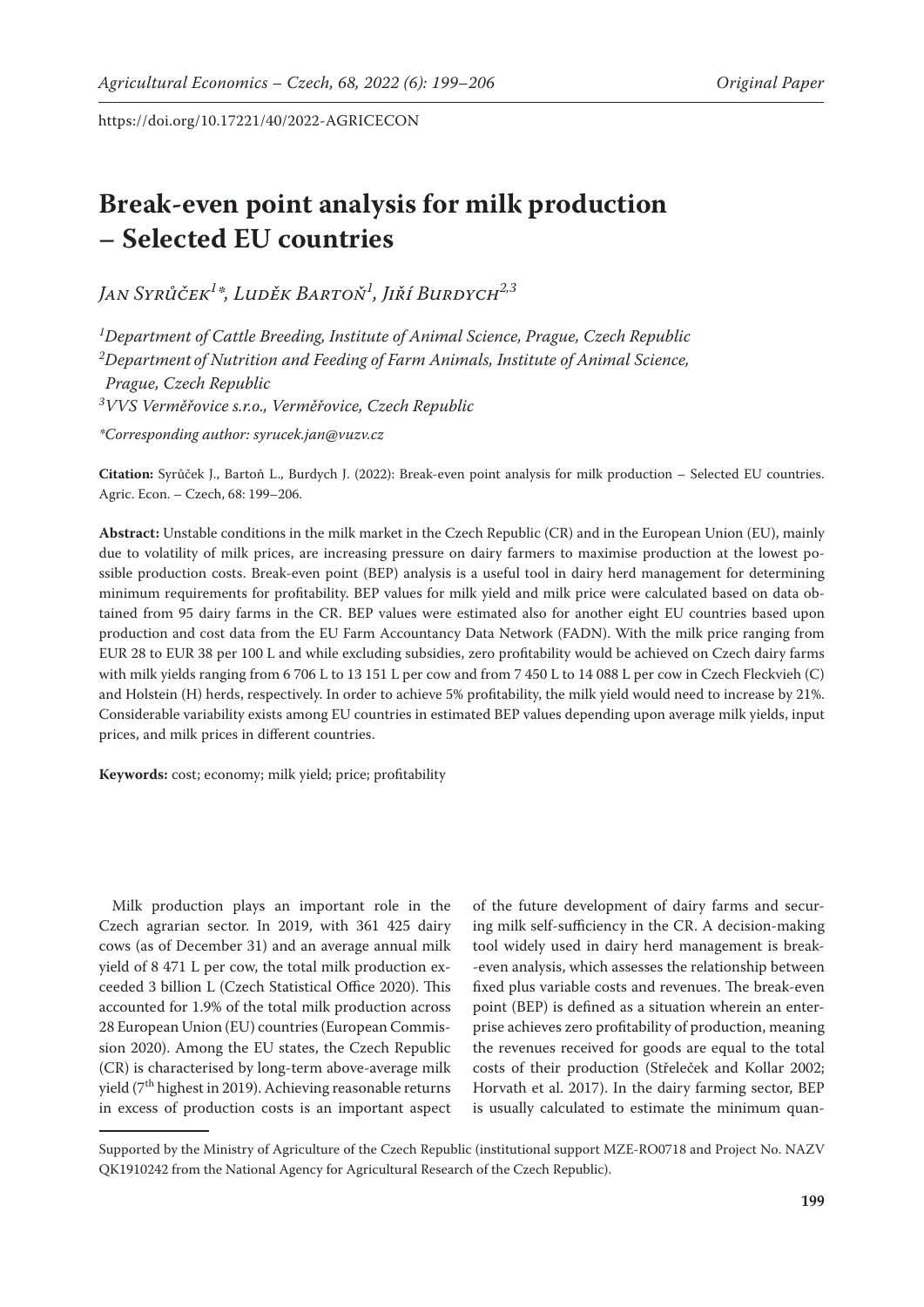https://doi.org/10.17221/40/2022-AGRICECON

# Break-even point analysis for milk production – Selected EU countries

*Jan Syrůček[1]*, Luděk Bartoň[1], Jiří Burdych[2,3]*

[1]*Department of Cattle Breeding, Institute of Animal Science, Prague, Czech Republic*
[2]*Department of Nutrition and Feeding of Farm Animals, Institute of Animal Science, Prague, Czech Republic*
[3]*VVS Verměřovice s.r.o., Verměřovice, Czech Republic*

*\*Corresponding author: syrucek.jan@vuzv.cz*

**Citation:** Syrůček J., Bartoň L., Burdych J. (2022): Break-even point analysis for milk production – Selected EU countries. Agric. Econ. – Czech, 68: 199–206.

**Abstract:** Unstable conditions in the milk market in the Czech Republic (CR) and in the European Union (EU), mainly due to volatility of milk prices, are increasing pressure on dairy farmers to maximise production at the lowest possible production costs. Break-even point (BEP) analysis is a useful tool in dairy herd management for determining minimum requirements for profitability. BEP values for milk yield and milk price were calculated based on data obtained from 95 dairy farms in the CR. BEP values were estimated also for another eight EU countries based upon production and cost data from the EU Farm Accountancy Data Network (FADN). With the milk price ranging from EUR 28 to EUR 38 per 100 L and while excluding subsidies, zero profitability would be achieved on Czech dairy farms with milk yields ranging from 6 706 L to 13 151 L per cow and from 7 450 L to 14 088 L per cow in Czech Fleckvieh (C) and Holstein (H) herds, respectively. In order to achieve 5% profitability, the milk yield would need to increase by 21%. Considerable variability exists among EU countries in estimated BEP values depending upon average milk yields, input prices, and milk prices in different countries.

**Keywords:** cost; economy; milk yield; price; profitability

Milk production plays an important role in the Czech agrarian sector. In 2019, with 361 425 dairy cows (as of December 31) and an average annual milk yield of 8 471 L per cow, the total milk production exceeded 3 billion L (Czech Statistical Office 2020). This accounted for 1.9% of the total milk production across 28 European Union (EU) countries (European Commission 2020). Among the EU states, the Czech Republic (CR) is characterised by long-term above-average milk yield (7th highest in 2019). Achieving reasonable returns in excess of production costs is an important aspect of the future development of dairy farms and securing milk self-sufficiency in the CR. A decision-making tool widely used in dairy herd management is break-even analysis, which assesses the relationship between fixed plus variable costs and revenues. The break-even point (BEP) is defined as a situation wherein an enterprise achieves zero profitability of production, meaning the revenues received for goods are equal to the total costs of their production (Střeleček and Kollar 2002; Horvath et al. 2017). In the dairy farming sector, BEP is usually calculated to estimate the minimum quan-

Supported by the Ministry of Agriculture of the Czech Republic (institutional support MZE-RO0718 and Project No. NAZV QK1910242 from the National Agency for Agricultural Research of the Czech Republic).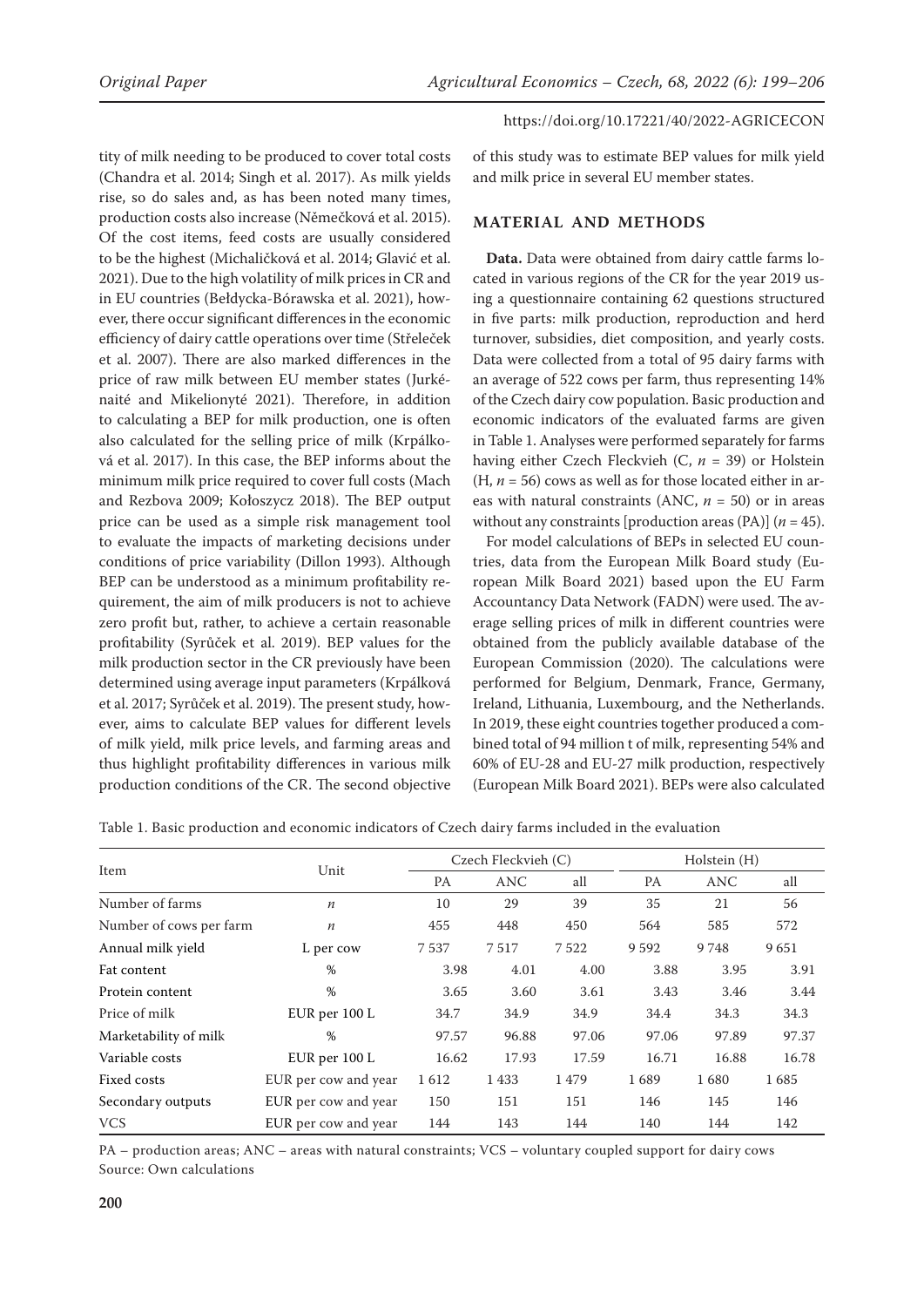tity of milk needing to be produced to cover total costs (Chandra et al. 2014; Singh et al. 2017). As milk yields rise, so do sales and, as has been noted many times, production costs also increase (Němečková et al. 2015). Of the cost items, feed costs are usually considered to be the highest (Michaličková et al. 2014; Glavić et al. 2021). Due to the high volatility of milk prices in CR and in EU countries (Bełdycka-Bórawska et al. 2021), however, there occur significant differences in the economic efficiency of dairy cattle operations over time (Střeleček et al. 2007). There are also marked differences in the price of raw milk between EU member states (Jurkénaité and Mikelionyté 2021). Therefore, in addition to calculating a BEP for milk production, one is often also calculated for the selling price of milk (Krpálková et al. 2017). In this case, the BEP informs about the minimum milk price required to cover full costs (Mach and Rezbova 2009; Kołoszycz 2018). The BEP output price can be used as a simple risk management tool to evaluate the impacts of marketing decisions under conditions of price variability (Dillon 1993). Although BEP can be understood as a minimum profitability requirement, the aim of milk producers is not to achieve zero profit but, rather, to achieve a certain reasonable profitability (Syrůček et al. 2019). BEP values for the milk production sector in the CR previously have been determined using average input parameters (Krpálková et al. 2017; Syrůček et al. 2019). The present study, however, aims to calculate BEP values for different levels of milk yield, milk price levels, and farming areas and thus highlight profitability differences in various milk production conditions of the CR. The second objective of this study was to estimate BEP values for milk yield and milk price in several EU member states.

## MATERIAL AND METHODS

**Data.** Data were obtained from dairy cattle farms located in various regions of the CR for the year 2019 using a questionnaire containing 62 questions structured in five parts: milk production, reproduction and herd turnover, subsidies, diet composition, and yearly costs. Data were collected from a total of 95 dairy farms with an average of 522 cows per farm, thus representing 14% of the Czech dairy cow population. Basic production and economic indicators of the evaluated farms are given in Table 1. Analyses were performed separately for farms having either Czech Fleckvieh (C, $n$ = 39) or Holstein (H, $n$ = 56) cows as well as for those located either in areas with natural constraints (ANC, $n$ = 50) or in areas without any constraints [production areas (PA)] ($n$ = 45).

For model calculations of BEPs in selected EU countries, data from the European Milk Board study (European Milk Board 2021) based upon the EU Farm Accountancy Data Network (FADN) were used. The average selling prices of milk in different countries were obtained from the publicly available database of the European Commission (2020). The calculations were performed for Belgium, Denmark, France, Germany, Ireland, Lithuania, Luxembourg, and the Netherlands. In 2019, these eight countries together produced a combined total of 94 million t of milk, representing 54% and 60% of EU-28 and EU-27 milk production, respectively (European Milk Board 2021). BEPs were also calculated

Table 1. Basic production and economic indicators of Czech dairy farms included in the evaluation

| Item | Unit | Czech Fleckvieh (C) | | | Holstein (H) | | |
|---|---|---|---|---|---|---|---|
| | | PA | ANC | all | PA | ANC | all |
| Number of farms | $n$ | 10 | 29 | 39 | 35 | 21 | 56 |
| Number of cows per farm | $n$ | 455 | 448 | 450 | 564 | 585 | 572 |
| Annual milk yield | L per cow | 7 537 | 7 517 | 7 522 | 9 592 | 9 748 | 9 651 |
| Fat content | % | 3.98 | 4.01 | 4.00 | 3.88 | 3.95 | 3.91 |
| Protein content | % | 3.65 | 3.60 | 3.61 | 3.43 | 3.46 | 3.44 |
| Price of milk | EUR per 100 L | 34.7 | 34.9 | 34.9 | 34.4 | 34.3 | 34.3 |
| Marketability of milk | % | 97.57 | 96.88 | 97.06 | 97.06 | 97.89 | 97.37 |
| Variable costs | EUR per 100 L | 16.62 | 17.93 | 17.59 | 16.71 | 16.88 | 16.78 |
| Fixed costs | EUR per cow and year | 1 612 | 1 433 | 1 479 | 1 689 | 1 680 | 1 685 |
| Secondary outputs | EUR per cow and year | 150 | 151 | 151 | 146 | 145 | 146 |
| VCS | EUR per cow and year | 144 | 143 | 144 | 140 | 144 | 142 |

PA – production areas; ANC – areas with natural constraints; VCS – voluntary coupled support for dairy cows
Source: Own calculations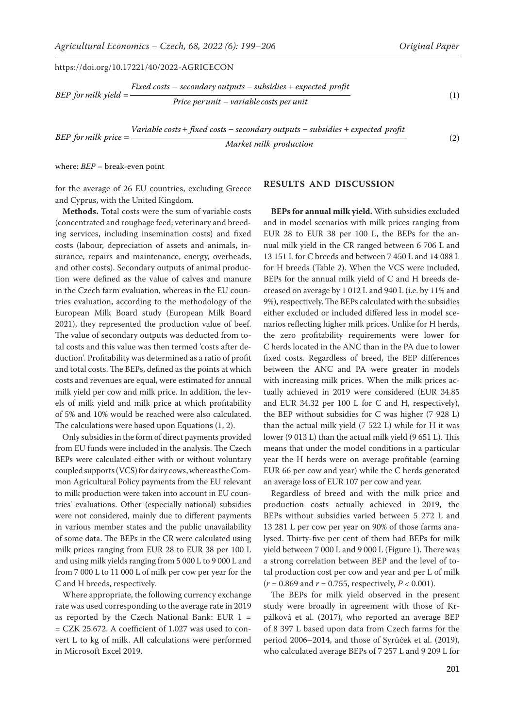$$BEP\ for\ milk\ yield = \frac{Fixed\ costs - secondary\ outputs - subsidies + expected\ profit}{Price\ per\ unit - variable\ costs\ per\ unit} \tag{1}$$

$$BEP\ for\ milk\ price = \frac{Variable\ costs + fixed\ costs - secondary\ outputs - subsidies + expected\ profit}{Market\ milk\ production} \tag{2}$$

where: *BEP* – break-even point

for the average of 26 EU countries, excluding Greece and Cyprus, with the United Kingdom.

**Methods.** Total costs were the sum of variable costs (concentrated and roughage feed; veterinary and breeding services, including insemination costs) and fixed costs (labour, depreciation of assets and animals, insurance, repairs and maintenance, energy, overheads, and other costs). Secondary outputs of animal production were defined as the value of calves and manure in the Czech farm evaluation, whereas in the EU countries evaluation, according to the methodology of the European Milk Board study (European Milk Board 2021), they represented the production value of beef. The value of secondary outputs was deducted from total costs and this value was then termed 'costs after deduction'. Profitability was determined as a ratio of profit and total costs. The BEPs, defined as the points at which costs and revenues are equal, were estimated for annual milk yield per cow and milk price. In addition, the levels of milk yield and milk price at which profitability of 5% and 10% would be reached were also calculated. The calculations were based upon Equations (1, 2).

Only subsidies in the form of direct payments provided from EU funds were included in the analysis. The Czech BEPs were calculated either with or without voluntary coupled supports (VCS) for dairy cows, whereas the Common Agricultural Policy payments from the EU relevant to milk production were taken into account in EU countries' evaluations. Other (especially national) subsidies were not considered, mainly due to different payments in various member states and the public unavailability of some data. The BEPs in the CR were calculated using milk prices ranging from EUR 28 to EUR 38 per 100 L and using milk yields ranging from 5 000 L to 9 000 L and from 7 000 L to 11 000 L of milk per cow per year for the C and H breeds, respectively.

Where appropriate, the following currency exchange rate was used corresponding to the average rate in 2019 as reported by the Czech National Bank: EUR 1 = = CZK 25.672. A coefficient of 1.027 was used to convert L to kg of milk. All calculations were performed in Microsoft Excel 2019.

## RESULTS AND DISCUSSION

**BEPs for annual milk yield.** With subsidies excluded and in model scenarios with milk prices ranging from EUR 28 to EUR 38 per 100 L, the BEPs for the annual milk yield in the CR ranged between 6 706 L and 13 151 L for C breeds and between 7 450 L and 14 088 L for H breeds (Table 2). When the VCS were included, BEPs for the annual milk yield of C and H breeds decreased on average by 1 012 L and 940 L (i.e. by 11% and 9%), respectively. The BEPs calculated with the subsidies either excluded or included differed less in model scenarios reflecting higher milk prices. Unlike for H herds, the zero profitability requirements were lower for C herds located in the ANC than in the PA due to lower fixed costs. Regardless of breed, the BEP differences between the ANC and PA were greater in models with increasing milk prices. When the milk prices actually achieved in 2019 were considered (EUR 34.85 and EUR 34.32 per 100 L for C and H, respectively), the BEP without subsidies for C was higher (7 928 L) than the actual milk yield (7 522 L) while for H it was lower (9 013 L) than the actual milk yield (9 651 L). This means that under the model conditions in a particular year the H herds were on average profitable (earning EUR 66 per cow and year) while the C herds generated an average loss of EUR 107 per cow and year.

Regardless of breed and with the milk price and production costs actually achieved in 2019, the BEPs without subsidies varied between 5 272 L and 13 281 L per cow per year on 90% of those farms analysed. Thirty-five per cent of them had BEPs for milk yield between 7 000 L and 9 000 L (Figure 1). There was a strong correlation between BEP and the level of total production cost per cow and year and per L of milk ($r = 0.869$ and $r = 0.755$, respectively, $P < 0.001$).

The BEPs for milk yield observed in the present study were broadly in agreement with those of Krpálková et al. (2017), who reported an average BEP of 8 397 L based upon data from Czech farms for the period 2006–2014, and those of Syrůček et al. (2019), who calculated average BEPs of 7 257 L and 9 209 L for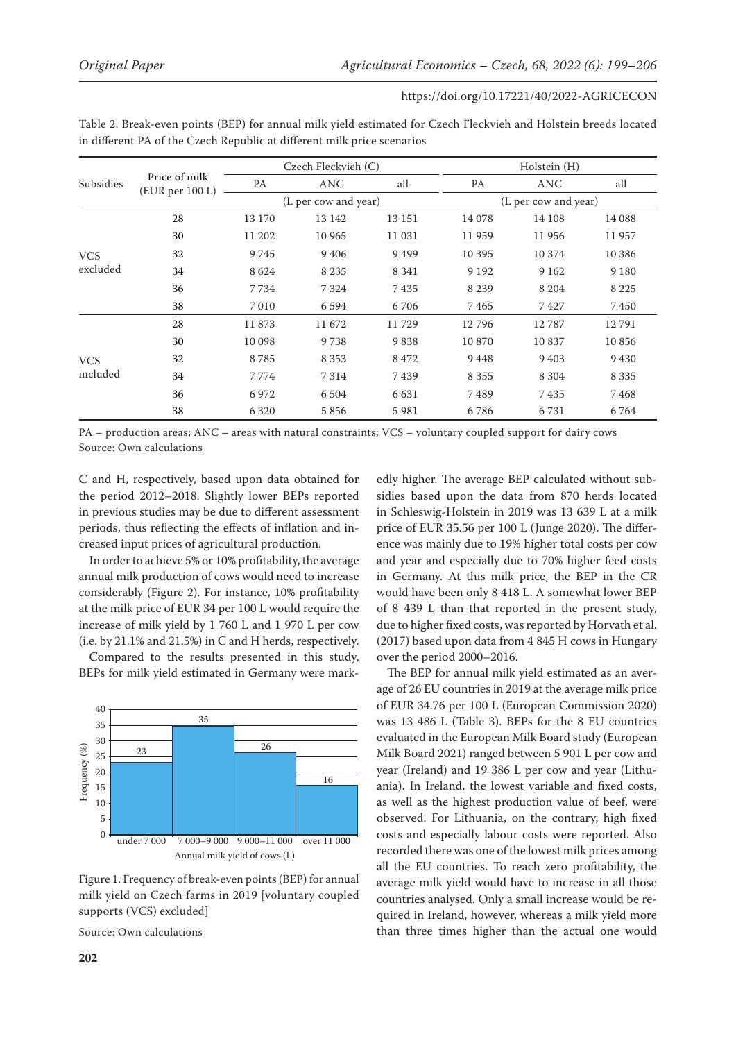Table 2. Break-even points (BEP) for annual milk yield estimated for Czech Fleckvieh and Holstein breeds located in different PA of the Czech Republic at different milk price scenarios

| Subsidies | Price of milk (EUR per 100 L) | Czech Fleckvieh (C) | | | Holstein (H) | | |
|---|---|---|---|---|---|---|---|
| | | PA | ANC | all | PA | ANC | all |
| | | (L per cow and year) | | | (L per cow and year) | | |
| VCS excluded | 28 | 13 170 | 13 142 | 13 151 | 14 078 | 14 108 | 14 088 |
| | 30 | 11 202 | 10 965 | 11 031 | 11 959 | 11 956 | 11 957 |
| | 32 | 9 745 | 9 406 | 9 499 | 10 395 | 10 374 | 10 386 |
| | 34 | 8 624 | 8 235 | 8 341 | 9 192 | 9 162 | 9 180 |
| | 36 | 7 734 | 7 324 | 7 435 | 8 239 | 8 204 | 8 225 |
| | 38 | 7 010 | 6 594 | 6 706 | 7 465 | 7 427 | 7 450 |
| VCS included | 28 | 11 873 | 11 672 | 11 729 | 12 796 | 12 787 | 12 791 |
| | 30 | 10 098 | 9 738 | 9 838 | 10 870 | 10 837 | 10 856 |
| | 32 | 8 785 | 8 353 | 8 472 | 9 448 | 9 403 | 9 430 |
| | 34 | 7 774 | 7 314 | 7 439 | 8 355 | 8 304 | 8 335 |
| | 36 | 6 972 | 6 504 | 6 631 | 7 489 | 7 435 | 7 468 |
| | 38 | 6 320 | 5 856 | 5 981 | 6 786 | 6 731 | 6 764 |

PA – production areas; ANC – areas with natural constraints; VCS – voluntary coupled support for dairy cows
Source: Own calculations

C and H, respectively, based upon data obtained for the period 2012–2018. Slightly lower BEPs reported in previous studies may be due to different assessment periods, thus reflecting the effects of inflation and increased input prices of agricultural production.

In order to achieve 5% or 10% profitability, the average annual milk production of cows would need to increase considerably (Figure 2). For instance, 10% profitability at the milk price of EUR 34 per 100 L would require the increase of milk yield by 1 760 L and 1 970 L per cow (i.e. by 21.1% and 21.5%) in C and H herds, respectively.

Compared to the results presented in this study, BEPs for milk yield estimated in Germany were markedly higher. The average BEP calculated without subsidies based upon the data from 870 herds located in Schleswig-Holstein in 2019 was 13 639 L at a milk price of EUR 35.56 per 100 L (Junge 2020). The difference was mainly due to 19% higher total costs per cow and year and especially due to 70% higher feed costs in Germany. At this milk price, the BEP in the CR would have been only 8 418 L. A somewhat lower BEP of 8 439 L than that reported in the present study, due to higher fixed costs, was reported by Horvath et al. (2017) based upon data from 4 845 H cows in Hungary over the period 2000–2016.

Figure 1. Frequency of break-even points (BEP) for annual milk yield on Czech farms in 2019 [voluntary coupled supports (VCS) excluded]

Source: Own calculations

The BEP for annual milk yield estimated as an average of 26 EU countries in 2019 at the average milk price of EUR 34.76 per 100 L (European Commission 2020) was 13 486 L (Table 3). BEPs for the 8 EU countries evaluated in the European Milk Board study (European Milk Board 2021) ranged between 5 901 L per cow and year (Ireland) and 19 386 L per cow and year (Lithuania). In Ireland, the lowest variable and fixed costs, as well as the highest production value of beef, were observed. For Lithuania, on the contrary, high fixed costs and especially labour costs were reported. Also recorded there was one of the lowest milk prices among all the EU countries. To reach zero profitability, the average milk yield would have to increase in all those countries analysed. Only a small increase would be required in Ireland, however, whereas a milk yield more than three times higher than the actual one would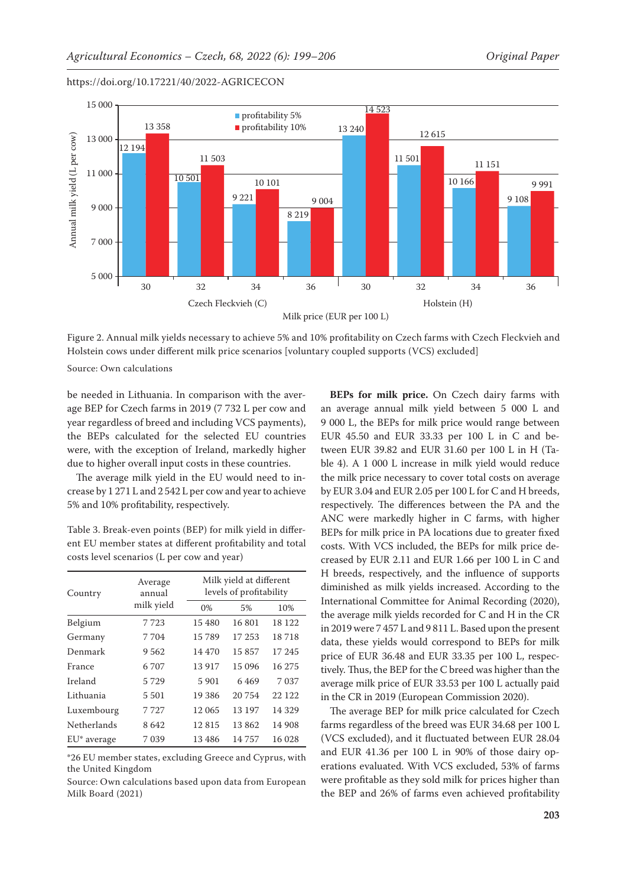Figure 2. Annual milk yields necessary to achieve 5% and 10% profitability on Czech farms with Czech Fleckvieh and Holstein cows under different milk price scenarios [voluntary coupled supports (VCS) excluded]

Source: Own calculations

be needed in Lithuania. In comparison with the average BEP for Czech farms in 2019 (7 732 L per cow and year regardless of breed and including VCS payments), the BEPs calculated for the selected EU countries were, with the exception of Ireland, markedly higher due to higher overall input costs in these countries.

The average milk yield in the EU would need to increase by 1 271 L and 2 542 L per cow and year to achieve 5% and 10% profitability, respectively.

Table 3. Break-even points (BEP) for milk yield in different EU member states at different profitability and total costs level scenarios (L per cow and year)

| Country | Average annual milk yield | Milk yield at different levels of profitability | | |
|---|---|---|---|---|
| | | 0% | 5% | 10% |
| Belgium | 7 723 | 15 480 | 16 801 | 18 122 |
| Germany | 7 704 | 15 789 | 17 253 | 18 718 |
| Denmark | 9 562 | 14 470 | 15 857 | 17 245 |
| France | 6 707 | 13 917 | 15 096 | 16 275 |
| Ireland | 5 729 | 5 901 | 6 469 | 7 037 |
| Lithuania | 5 501 | 19 386 | 20 754 | 22 122 |
| Luxembourg | 7 727 | 12 065 | 13 197 | 14 329 |
| Netherlands | 8 642 | 12 815 | 13 862 | 14 908 |
| EU* average | 7 039 | 13 486 | 14 757 | 16 028 |

*26 EU member states, excluding Greece and Cyprus, with the United Kingdom

Source: Own calculations based upon data from European Milk Board (2021)

**BEPs for milk price.** On Czech dairy farms with an average annual milk yield between 5 000 L and 9 000 L, the BEPs for milk price would range between EUR 45.50 and EUR 33.33 per 100 L in C and between EUR 39.82 and EUR 31.60 per 100 L in H (Table 4). A 1 000 L increase in milk yield would reduce the milk price necessary to cover total costs on average by EUR 3.04 and EUR 2.05 per 100 L for C and H breeds, respectively. The differences between the PA and the ANC were markedly higher in C farms, with higher BEPs for milk price in PA locations due to greater fixed costs. With VCS included, the BEPs for milk price decreased by EUR 2.11 and EUR 1.66 per 100 L in C and H breeds, respectively, and the influence of supports diminished as milk yields increased. According to the International Committee for Animal Recording (2020), the average milk yields recorded for C and H in the CR in 2019 were 7 457 L and 9 811 L. Based upon the present data, these yields would correspond to BEPs for milk price of EUR 36.48 and EUR 33.35 per 100 L, respectively. Thus, the BEP for the C breed was higher than the average milk price of EUR 33.53 per 100 L actually paid in the CR in 2019 (European Commission 2020).

The average BEP for milk price calculated for Czech farms regardless of the breed was EUR 34.68 per 100 L (VCS excluded), and it fluctuated between EUR 28.04 and EUR 41.36 per 100 L in 90% of those dairy operations evaluated. With VCS excluded, 53% of farms were profitable as they sold milk for prices higher than the BEP and 26% of farms even achieved profitability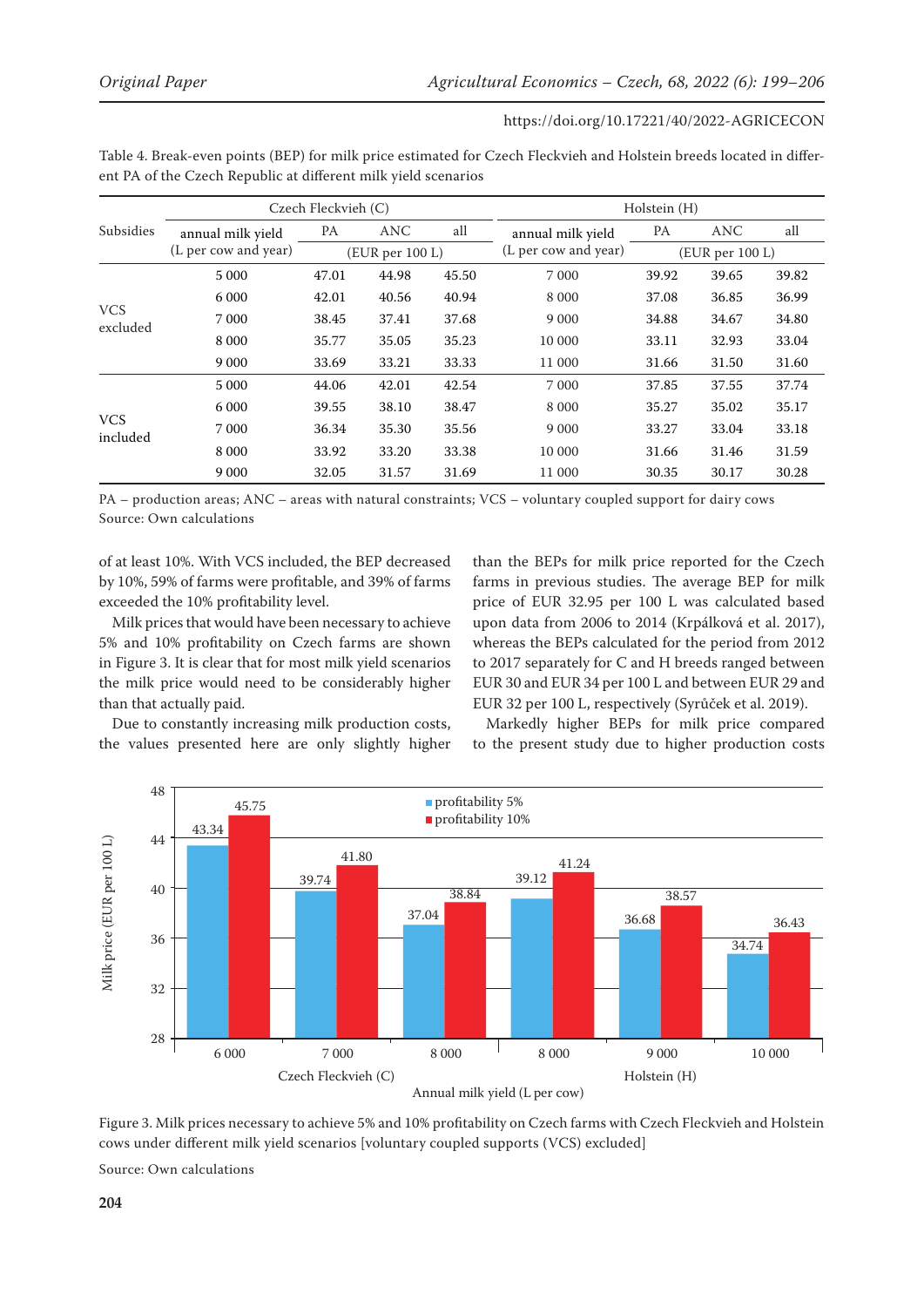Table 4. Break-even points (BEP) for milk price estimated for Czech Fleckvieh and Holstein breeds located in different PA of the Czech Republic at different milk yield scenarios

| Subsidies | Czech Fleckvieh (C) | | | | Holstein (H) | | | |
|---|---|---|---|---|---|---|---|---|
| | annual milk yield (L per cow and year) | PA | ANC | all | annual milk yield (L per cow and year) | PA | ANC | all |
| | | (EUR per 100 L) | | | | (EUR per 100 L) | | |
| VCS excluded | 5 000 | 47.01 | 44.98 | 45.50 | 7 000 | 39.92 | 39.65 | 39.82 |
| | 6 000 | 42.01 | 40.56 | 40.94 | 8 000 | 37.08 | 36.85 | 36.99 |
| | 7 000 | 38.45 | 37.41 | 37.68 | 9 000 | 34.88 | 34.67 | 34.80 |
| | 8 000 | 35.77 | 35.05 | 35.23 | 10 000 | 33.11 | 32.93 | 33.04 |
| | 9 000 | 33.69 | 33.21 | 33.33 | 11 000 | 31.66 | 31.50 | 31.60 |
| VCS included | 5 000 | 44.06 | 42.01 | 42.54 | 7 000 | 37.85 | 37.55 | 37.74 |
| | 6 000 | 39.55 | 38.10 | 38.47 | 8 000 | 35.27 | 35.02 | 35.17 |
| | 7 000 | 36.34 | 35.30 | 35.56 | 9 000 | 33.27 | 33.04 | 33.18 |
| | 8 000 | 33.92 | 33.20 | 33.38 | 10 000 | 31.66 | 31.46 | 31.59 |
| | 9 000 | 32.05 | 31.57 | 31.69 | 11 000 | 30.35 | 30.17 | 30.28 |

PA – production areas; ANC – areas with natural constraints; VCS – voluntary coupled support for dairy cows
Source: Own calculations

of at least 10%. With VCS included, the BEP decreased by 10%, 59% of farms were profitable, and 39% of farms exceeded the 10% profitability level.

Milk prices that would have been necessary to achieve 5% and 10% profitability on Czech farms are shown in Figure 3. It is clear that for most milk yield scenarios the milk price would need to be considerably higher than that actually paid.

Due to constantly increasing milk production costs, the values presented here are only slightly higher than the BEPs for milk price reported for the Czech farms in previous studies. The average BEP for milk price of EUR 32.95 per 100 L was calculated based upon data from 2006 to 2014 (Krpálková et al. 2017), whereas the BEPs calculated for the period from 2012 to 2017 separately for C and H breeds ranged between EUR 30 and EUR 34 per 100 L and between EUR 29 and EUR 32 per 100 L, respectively (Syrůček et al. 2019).

Markedly higher BEPs for milk price compared to the present study due to higher production costs

Figure 3. Milk prices necessary to achieve 5% and 10% profitability on Czech farms with Czech Fleckvieh and Holstein cows under different milk yield scenarios [voluntary coupled supports (VCS) excluded]

Source: Own calculations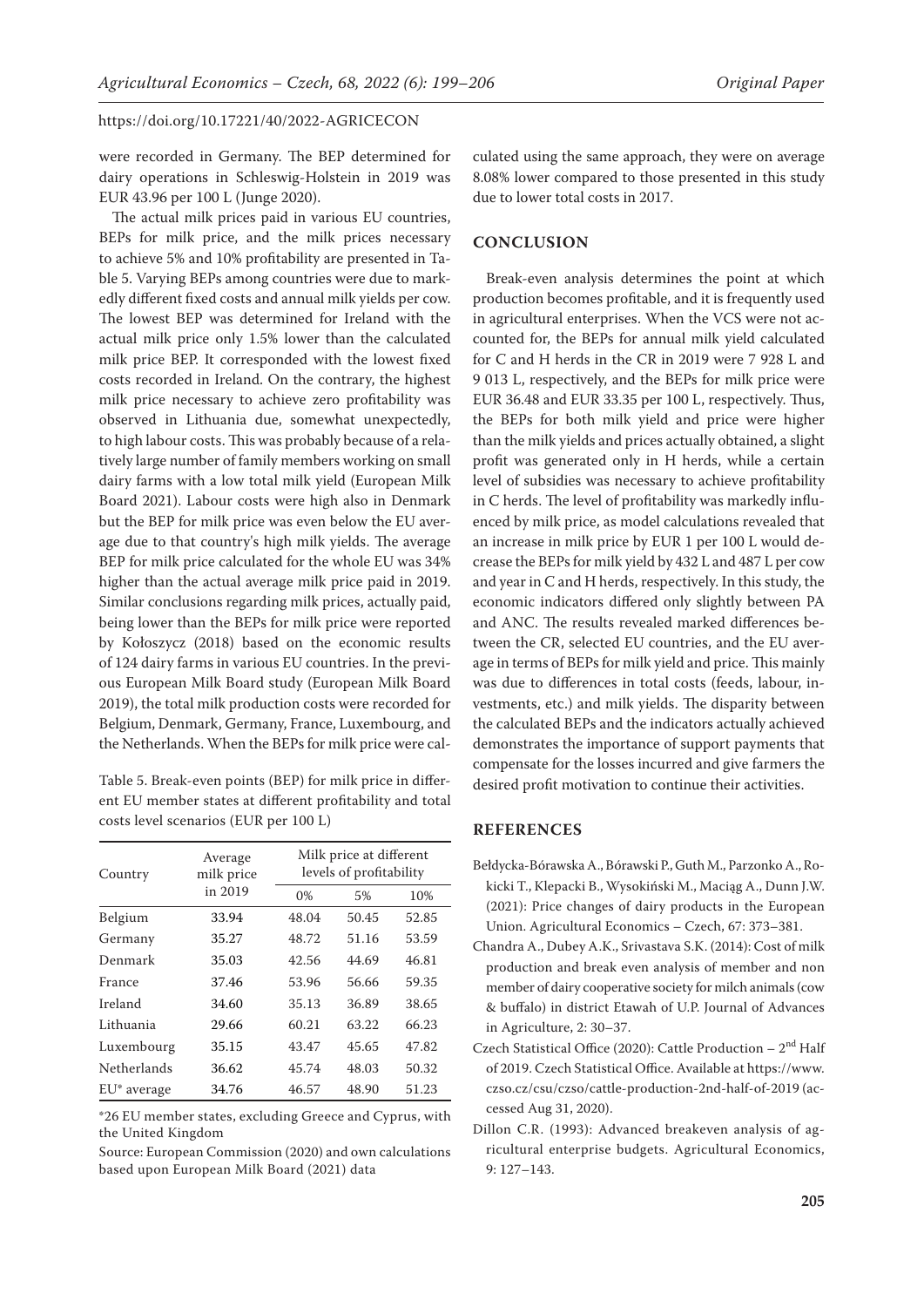were recorded in Germany. The BEP determined for dairy operations in Schleswig-Holstein in 2019 was EUR 43.96 per 100 L (Junge 2020).

The actual milk prices paid in various EU countries, BEPs for milk price, and the milk prices necessary to achieve 5% and 10% profitability are presented in Table 5. Varying BEPs among countries were due to markedly different fixed costs and annual milk yields per cow. The lowest BEP was determined for Ireland with the actual milk price only 1.5% lower than the calculated milk price BEP. It corresponded with the lowest fixed costs recorded in Ireland. On the contrary, the highest milk price necessary to achieve zero profitability was observed in Lithuania due, somewhat unexpectedly, to high labour costs. This was probably because of a relatively large number of family members working on small dairy farms with a low total milk yield (European Milk Board 2021). Labour costs were high also in Denmark but the BEP for milk price was even below the EU average due to that country's high milk yields. The average BEP for milk price calculated for the whole EU was 34% higher than the actual average milk price paid in 2019. Similar conclusions regarding milk prices, actually paid, being lower than the BEPs for milk price were reported by Kołoszycz (2018) based on the economic results of 124 dairy farms in various EU countries. In the previous European Milk Board study (European Milk Board 2019), the total milk production costs were recorded for Belgium, Denmark, Germany, France, Luxembourg, and the Netherlands. When the BEPs for milk price were calculated using the same approach, they were on average 8.08% lower compared to those presented in this study due to lower total costs in 2017.

Table 5. Break-even points (BEP) for milk price in different EU member states at different profitability and total costs level scenarios (EUR per 100 L)

| Country | Average milk price in 2019 | Milk price at different levels of profitability | | |
|---|---|---|---|---|
| | | 0% | 5% | 10% |
| Belgium | 33.94 | 48.04 | 50.45 | 52.85 |
| Germany | 35.27 | 48.72 | 51.16 | 53.59 |
| Denmark | 35.03 | 42.56 | 44.69 | 46.81 |
| France | 37.46 | 53.96 | 56.66 | 59.35 |
| Ireland | 34.60 | 35.13 | 36.89 | 38.65 |
| Lithuania | 29.66 | 60.21 | 63.22 | 66.23 |
| Luxembourg | 35.15 | 43.47 | 45.65 | 47.82 |
| Netherlands | 36.62 | 45.74 | 48.03 | 50.32 |
| EU* average | 34.76 | 46.57 | 48.90 | 51.23 |

*26 EU member states, excluding Greece and Cyprus, with the United Kingdom

Source: European Commission (2020) and own calculations based upon European Milk Board (2021) data

## CONCLUSION

Break-even analysis determines the point at which production becomes profitable, and it is frequently used in agricultural enterprises. When the VCS were not accounted for, the BEPs for annual milk yield calculated for C and H herds in the CR in 2019 were 7 928 L and 9 013 L, respectively, and the BEPs for milk price were EUR 36.48 and EUR 33.35 per 100 L, respectively. Thus, the BEPs for both milk yield and price were higher than the milk yields and prices actually obtained, a slight profit was generated only in H herds, while a certain level of subsidies was necessary to achieve profitability in C herds. The level of profitability was markedly influenced by milk price, as model calculations revealed that an increase in milk price by EUR 1 per 100 L would decrease the BEPs for milk yield by 432 L and 487 L per cow and year in C and H herds, respectively. In this study, the economic indicators differed only slightly between PA and ANC. The results revealed marked differences between the CR, selected EU countries, and the EU average in terms of BEPs for milk yield and price. This mainly was due to differences in total costs (feeds, labour, investments, etc.) and milk yields. The disparity between the calculated BEPs and the indicators actually achieved demonstrates the importance of support payments that compensate for the losses incurred and give farmers the desired profit motivation to continue their activities.

## REFERENCES

Bełdycka-Bórawska A., Bórawski P., Guth M., Parzonko A., Rokicki T., Klepacki B., Wysokiński M., Maciąg A., Dunn J.W. (2021): Price changes of dairy products in the European Union. Agricultural Economics – Czech, 67: 373–381.

Chandra A., Dubey A.K., Srivastava S.K. (2014): Cost of milk production and break even analysis of member and non member of dairy cooperative society for milch animals (cow & buffalo) in district Etawah of U.P. Journal of Advances in Agriculture, 2: 30–37.

Czech Statistical Office (2020): Cattle Production – 2nd Half of 2019. Czech Statistical Office. Available at https://www.czso.cz/csu/czso/cattle-production-2nd-half-of-2019 (accessed Aug 31, 2020).

Dillon C.R. (1993): Advanced breakeven analysis of agricultural enterprise budgets. Agricultural Economics, 9: 127–143.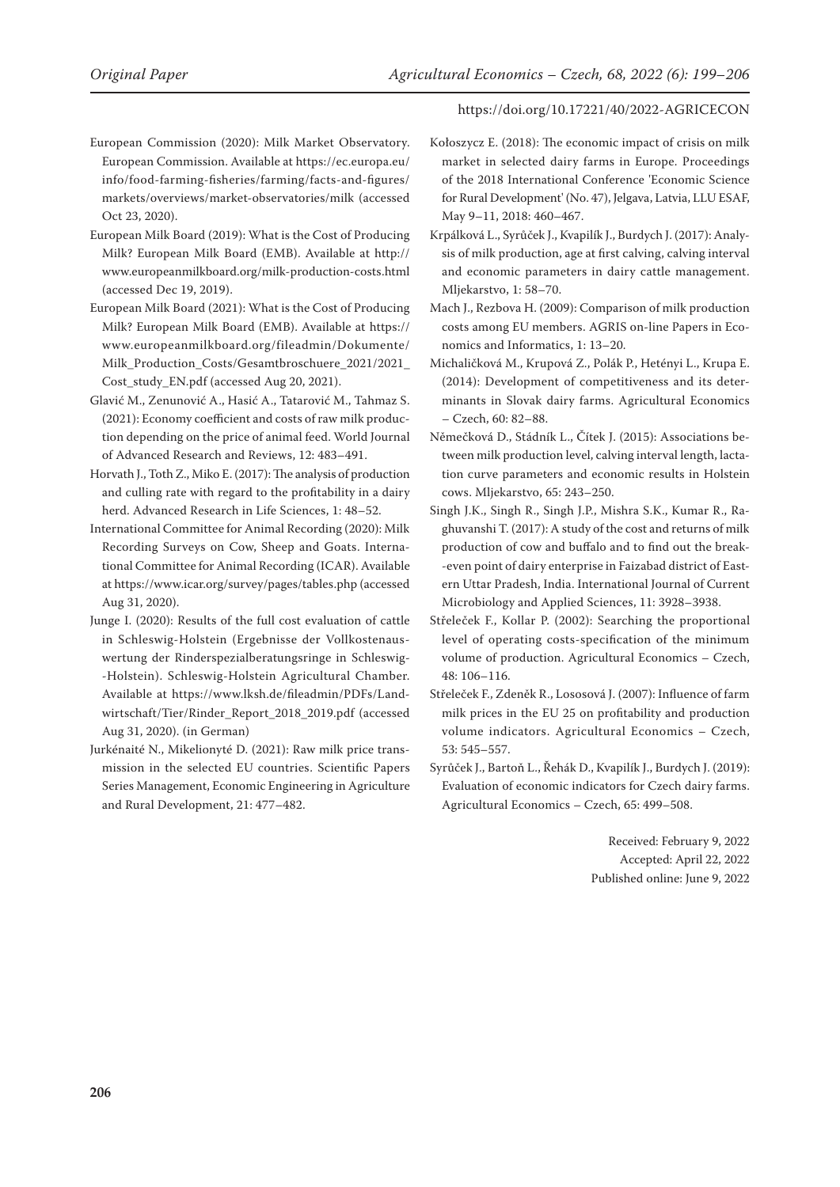European Commission (2020): Milk Market Observatory. European Commission. Available at https://ec.europa.eu/info/food-farming-fisheries/farming/facts-and-figures/markets/overviews/market-observatories/milk (accessed Oct 23, 2020).

European Milk Board (2019): What is the Cost of Producing Milk? European Milk Board (EMB). Available at http://www.europeanmilkboard.org/milk-production-costs.html (accessed Dec 19, 2019).

European Milk Board (2021): What is the Cost of Producing Milk? European Milk Board (EMB). Available at https://www.europeanmilkboard.org/fileadmin/Dokumente/Milk_Production_Costs/Gesamtbroschuere_2021/2021_Cost_study_EN.pdf (accessed Aug 20, 2021).

Glavić M., Zenunović A., Hasić A., Tatarović M., Tahmaz S. (2021): Economy coefficient and costs of raw milk production depending on the price of animal feed. World Journal of Advanced Research and Reviews, 12: 483–491.

Horvath J., Toth Z., Miko E. (2017): The analysis of production and culling rate with regard to the profitability in a dairy herd. Advanced Research in Life Sciences, 1: 48–52.

International Committee for Animal Recording (2020): Milk Recording Surveys on Cow, Sheep and Goats. International Committee for Animal Recording (ICAR). Available at https://www.icar.org/survey/pages/tables.php (accessed Aug 31, 2020).

Junge I. (2020): Results of the full cost evaluation of cattle in Schleswig-Holstein (Ergebnisse der Vollkostenauswertung der Rinderspezialberatungsringe in Schleswig-Holstein). Schleswig-Holstein Agricultural Chamber. Available at https://www.lksh.de/fileadmin/PDFs/Landwirtschaft/Tier/Rinder_Report_2018_2019.pdf (accessed Aug 31, 2020). (in German)

Jurkénaité N., Mikelionyté D. (2021): Raw milk price transmission in the selected EU countries. Scientific Papers Series Management, Economic Engineering in Agriculture and Rural Development, 21: 477–482.

Kołoszycz E. (2018): The economic impact of crisis on milk market in selected dairy farms in Europe. Proceedings of the 2018 International Conference 'Economic Science for Rural Development' (No. 47), Jelgava, Latvia, LLU ESAF, May 9–11, 2018: 460–467.

Krpálková L., Syrůček J., Kvapilík J., Burdych J. (2017): Analysis of milk production, age at first calving, calving interval and economic parameters in dairy cattle management. Mljekarstvo, 1: 58–70.

Mach J., Rezbova H. (2009): Comparison of milk production costs among EU members. AGRIS on-line Papers in Economics and Informatics, 1: 13–20.

Michaličková M., Krupová Z., Polák P., Hetényi L., Krupa E. (2014): Development of competitiveness and its determinants in Slovak dairy farms. Agricultural Economics – Czech, 60: 82–88.

Němečková D., Stádník L., Čítek J. (2015): Associations between milk production level, calving interval length, lactation curve parameters and economic results in Holstein cows. Mljekarstvo, 65: 243–250.

Singh J.K., Singh R., Singh J.P., Mishra S.K., Kumar R., Raghuvanshi T. (2017): A study of the cost and returns of milk production of cow and buffalo and to find out the break-even point of dairy enterprise in Faizabad district of Eastern Uttar Pradesh, India. International Journal of Current Microbiology and Applied Sciences, 11: 3928–3938.

Střeleček F., Kollar P. (2002): Searching the proportional level of operating costs-specification of the minimum volume of production. Agricultural Economics – Czech, 48: 106–116.

Střeleček F., Zdeněk R., Lososová J. (2007): Influence of farm milk prices in the EU 25 on profitability and production volume indicators. Agricultural Economics – Czech, 53: 545–557.

Syrůček J., Bartoň L., Řehák D., Kvapilík J., Burdych J. (2019): Evaluation of economic indicators for Czech dairy farms. Agricultural Economics – Czech, 65: 499–508.

Received: February 9, 2022
Accepted: April 22, 2022
Published online: June 9, 2022